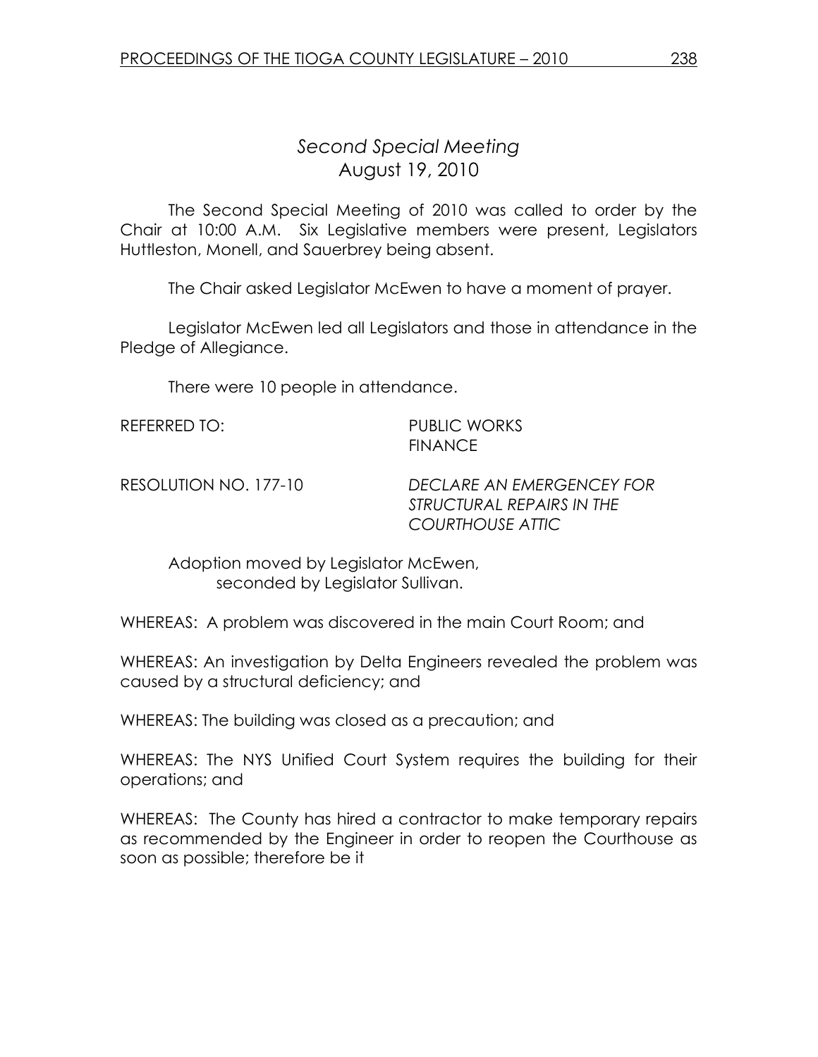# *Second Special Meeting*
## August 19, 2010

The Second Special Meeting of 2010 was called to order by the Chair at 10:00 A.M. Six Legislative members were present, Legislators Huttleston, Monell, and Sauerbrey being absent.

The Chair asked Legislator McEwen to have a moment of prayer.

Legislator McEwen led all Legislators and those in attendance in the Pledge of Allegiance.

There were 10 people in attendance.

REFERRED TO: PUBLIC WORKS
FINANCE

RESOLUTION NO. 177-10 *DECLARE AN EMERGENCEY FOR STRUCTURAL REPAIRS IN THE COURTHOUSE ATTIC*

Adoption moved by Legislator McEwen,
seconded by Legislator Sullivan.

WHEREAS: A problem was discovered in the main Court Room; and

WHEREAS: An investigation by Delta Engineers revealed the problem was caused by a structural deficiency; and

WHEREAS: The building was closed as a precaution; and

WHEREAS: The NYS Unified Court System requires the building for their operations; and

WHEREAS: The County has hired a contractor to make temporary repairs as recommended by the Engineer in order to reopen the Courthouse as soon as possible; therefore be it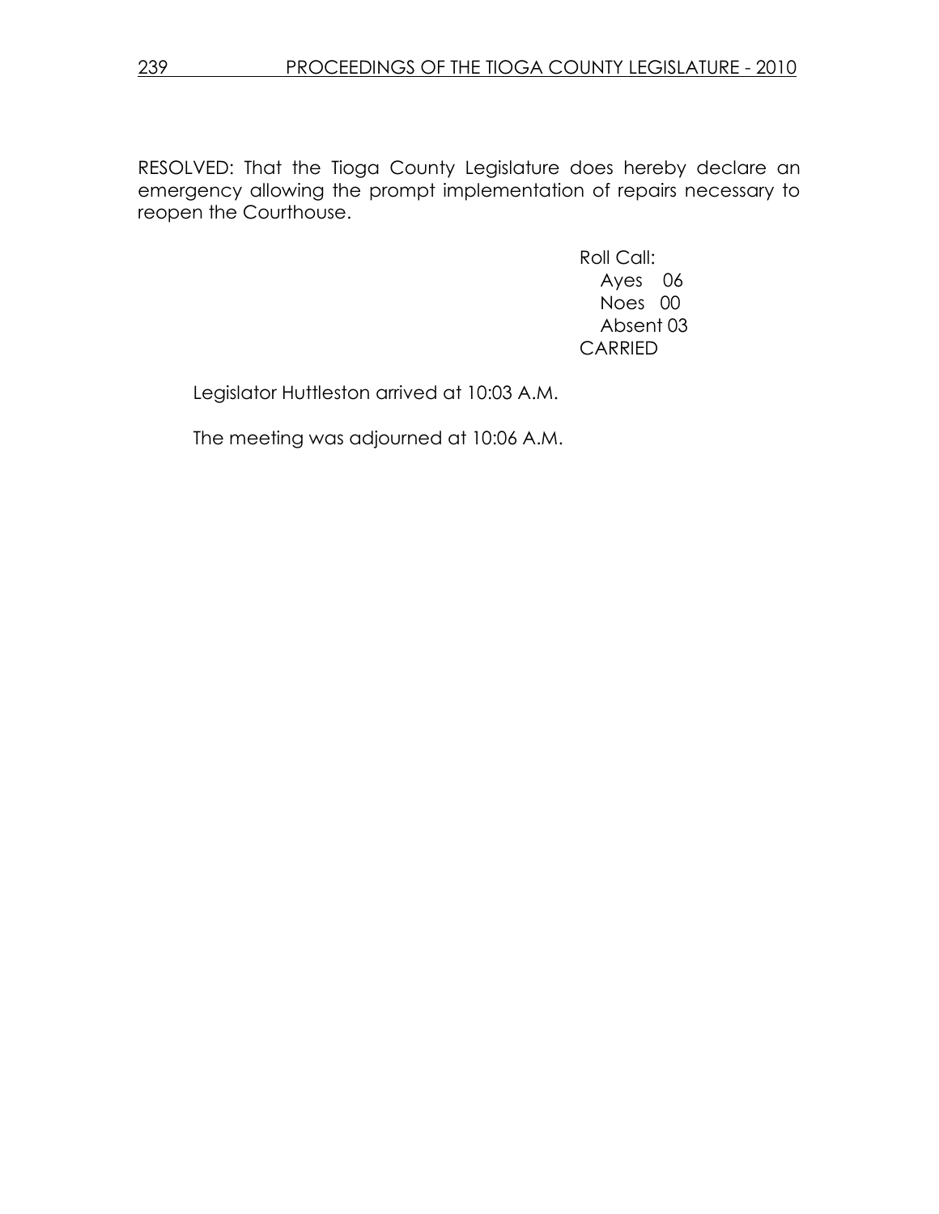RESOLVED: That the Tioga County Legislature does hereby declare an emergency allowing the prompt implementation of repairs necessary to reopen the Courthouse.

Roll Call:  
Ayes 06  
Noes 00  
Absent 03  
CARRIED

Legislator Huttleston arrived at 10:03 A.M.

The meeting was adjourned at 10:06 A.M.